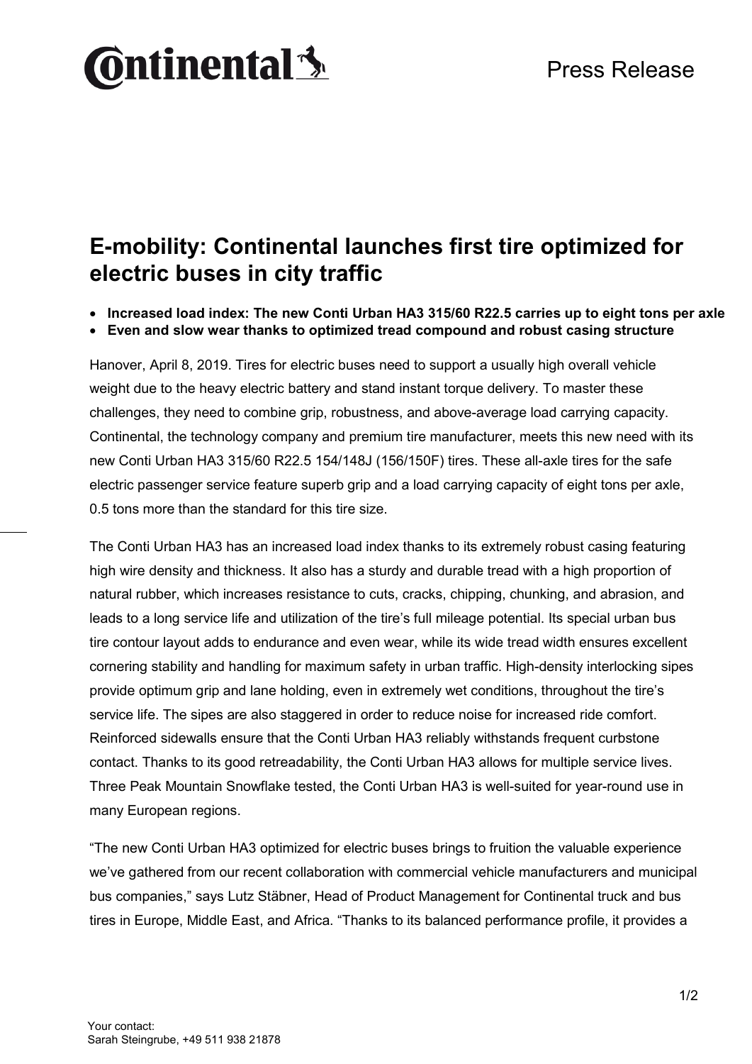# E-mobility: Continental launches first tire optimized for electric buses in city traffic

- **Increased load index: The new Conti Urban HA3 315/60 R22.5 carries up to eight tons per axle**
- **Even and slow wear thanks to optimized tread compound and robust casing structure**

Hanover, April 8, 2019. Tires for electric buses need to support a usually high overall vehicle weight due to the heavy electric battery and stand instant torque delivery. To master these challenges, they need to combine grip, robustness, and above-average load carrying capacity. Continental, the technology company and premium tire manufacturer, meets this new need with its new Conti Urban HA3 315/60 R22.5 154/148J (156/150F) tires. These all-axle tires for the safe electric passenger service feature superb grip and a load carrying capacity of eight tons per axle, 0.5 tons more than the standard for this tire size.

The Conti Urban HA3 has an increased load index thanks to its extremely robust casing featuring high wire density and thickness. It also has a sturdy and durable tread with a high proportion of natural rubber, which increases resistance to cuts, cracks, chipping, chunking, and abrasion, and leads to a long service life and utilization of the tire's full mileage potential. Its special urban bus tire contour layout adds to endurance and even wear, while its wide tread width ensures excellent cornering stability and handling for maximum safety in urban traffic. High-density interlocking sipes provide optimum grip and lane holding, even in extremely wet conditions, throughout the tire's service life. The sipes are also staggered in order to reduce noise for increased ride comfort. Reinforced sidewalls ensure that the Conti Urban HA3 reliably withstands frequent curbstone contact. Thanks to its good retreadability, the Conti Urban HA3 allows for multiple service lives. Three Peak Mountain Snowflake tested, the Conti Urban HA3 is well-suited for year-round use in many European regions.

"The new Conti Urban HA3 optimized for electric buses brings to fruition the valuable experience we've gathered from our recent collaboration with commercial vehicle manufacturers and municipal bus companies," says Lutz Stäbner, Head of Product Management for Continental truck and bus tires in Europe, Middle East, and Africa. "Thanks to its balanced performance profile, it provides a

Your contact:
Sarah Steingrube, +49 511 938 21878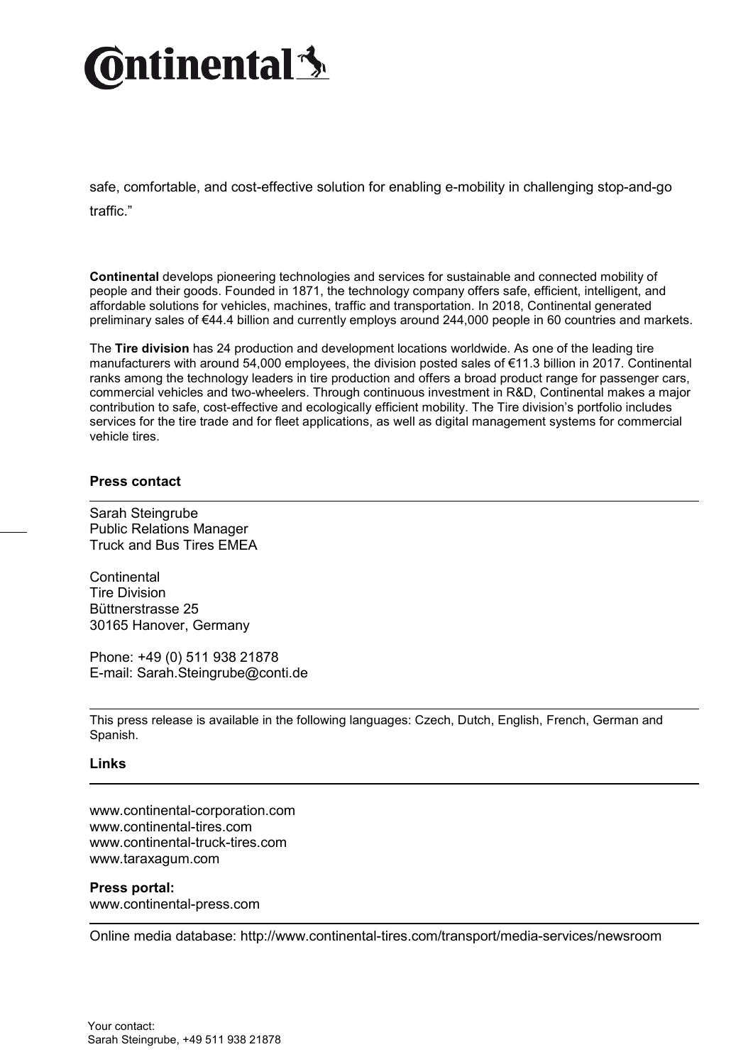safe, comfortable, and cost-effective solution for enabling e-mobility in challenging stop-and-go traffic."

**Continental** develops pioneering technologies and services for sustainable and connected mobility of people and their goods. Founded in 1871, the technology company offers safe, efficient, intelligent, and affordable solutions for vehicles, machines, traffic and transportation. In 2018, Continental generated preliminary sales of €44.4 billion and currently employs around 244,000 people in 60 countries and markets.

The **Tire division** has 24 production and development locations worldwide. As one of the leading tire manufacturers with around 54,000 employees, the division posted sales of €11.3 billion in 2017. Continental ranks among the technology leaders in tire production and offers a broad product range for passenger cars, commercial vehicles and two-wheelers. Through continuous investment in R&D, Continental makes a major contribution to safe, cost-effective and ecologically efficient mobility. The Tire division's portfolio includes services for the tire trade and for fleet applications, as well as digital management systems for commercial vehicle tires.

**Press contact**

Sarah Steingrube
Public Relations Manager
Truck and Bus Tires EMEA

Continental
Tire Division
Büttnerstrasse 25
30165 Hanover, Germany

Phone: +49 (0) 511 938 21878
E-mail: Sarah.Steingrube@conti.de

This press release is available in the following languages: Czech, Dutch, English, French, German and Spanish.

**Links**

www.continental-corporation.com
www.continental-tires.com
www.continental-truck-tires.com
www.taraxagum.com

**Press portal:**
www.continental-press.com

Online media database: http://www.continental-tires.com/transport/media-services/newsroom

Your contact:
Sarah Steingrube, +49 511 938 21878